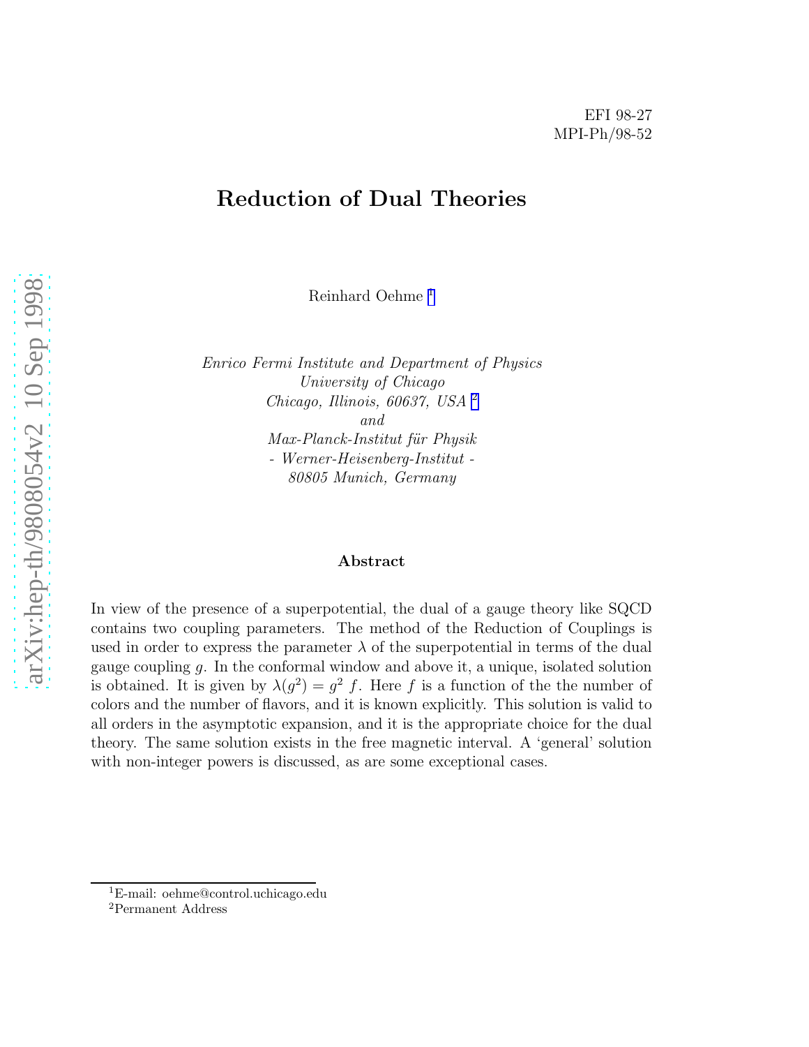EFI 98-27
MPI-Ph/98-52

# Reduction of Dual Theories

Reinhard Oehme [1]

*Enrico Fermi Institute and Department of Physics*
*University of Chicago*
*Chicago, Illinois, 60637, USA* [2]
*and*
*Max-Planck-Institut für Physik*
*- Werner-Heisenberg-Institut -*
*80805 Munich, Germany*

### Abstract

In view of the presence of a superpotential, the dual of a gauge theory like SQCD contains two coupling parameters. The method of the Reduction of Couplings is used in order to express the parameter $\lambda$ of the superpotential in terms of the dual gauge coupling $g$. In the conformal window and above it, a unique, isolated solution is obtained. It is given by $\lambda(g^2) = g^2\ f$. Here $f$ is a function of the the number of colors and the number of flavors, and it is known explicitly. This solution is valid to all orders in the asymptotic expansion, and it is the appropriate choice for the dual theory. The same solution exists in the free magnetic interval. A 'general' solution with non-integer powers is discussed, as are some exceptional cases.

---

[1] E-mail: oehme@control.uchicago.edu

[2] Permanent Address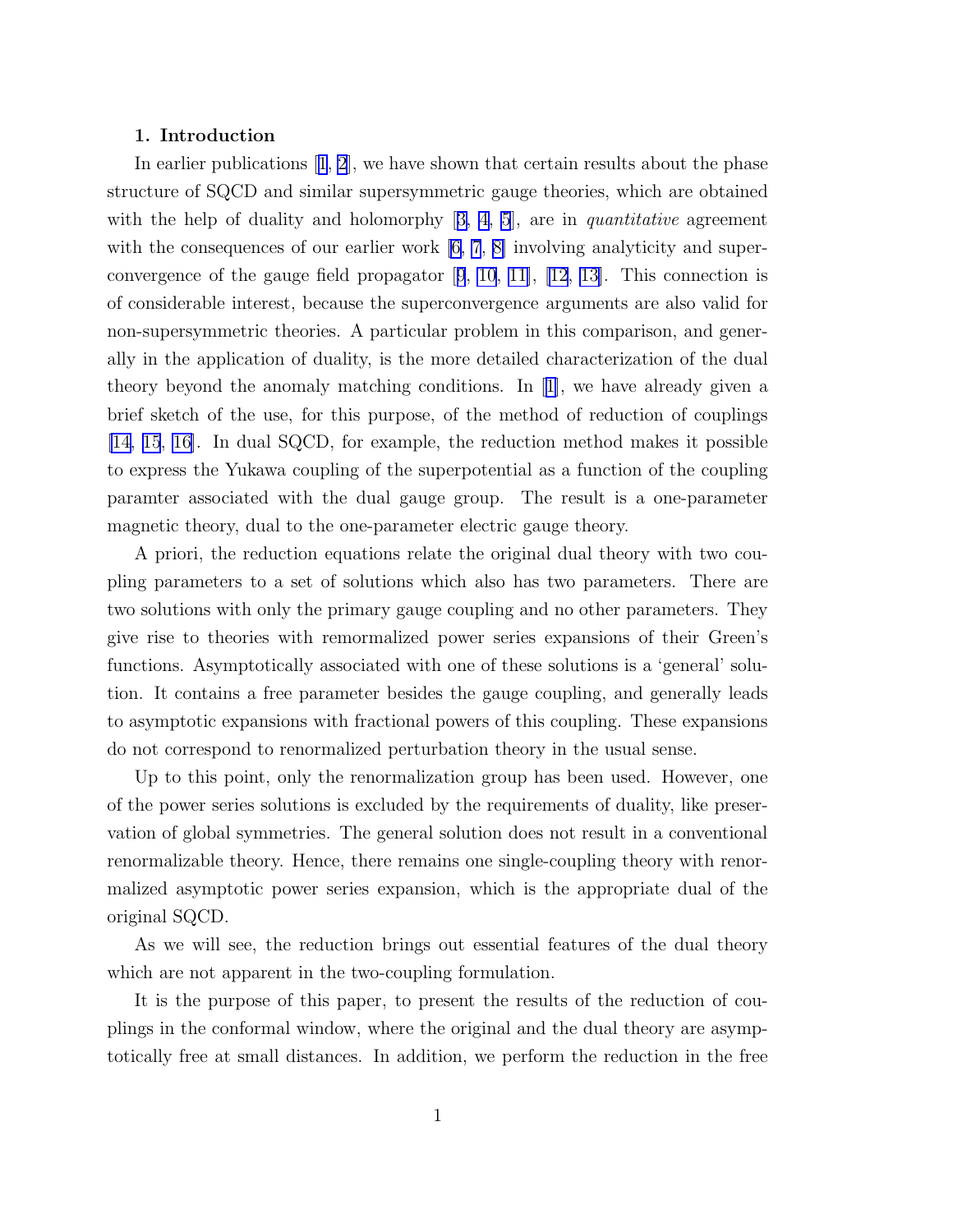## 1. Introduction

In earlier publications [1, 2], we have shown that certain results about the phase structure of SQCD and similar supersymmetric gauge theories, which are obtained with the help of duality and holomorphy [3, 4, 5], are in *quantitative* agreement with the consequences of our earlier work [6, 7, 8] involving analyticity and superconvergence of the gauge field propagator [9, 10, 11], [12, 13]. This connection is of considerable interest, because the superconvergence arguments are also valid for non-supersymmetric theories. A particular problem in this comparison, and generally in the application of duality, is the more detailed characterization of the dual theory beyond the anomaly matching conditions. In [1], we have already given a brief sketch of the use, for this purpose, of the method of reduction of couplings [14, 15, 16]. In dual SQCD, for example, the reduction method makes it possible to express the Yukawa coupling of the superpotential as a function of the coupling paramter associated with the dual gauge group. The result is a one-parameter magnetic theory, dual to the one-parameter electric gauge theory.

A priori, the reduction equations relate the original dual theory with two coupling parameters to a set of solutions which also has two parameters. There are two solutions with only the primary gauge coupling and no other parameters. They give rise to theories with remormalized power series expansions of their Green's functions. Asymptotically associated with one of these solutions is a 'general' solution. It contains a free parameter besides the gauge coupling, and generally leads to asymptotic expansions with fractional powers of this coupling. These expansions do not correspond to renormalized perturbation theory in the usual sense.

Up to this point, only the renormalization group has been used. However, one of the power series solutions is excluded by the requirements of duality, like preservation of global symmetries. The general solution does not result in a conventional renormalizable theory. Hence, there remains one single-coupling theory with renormalized asymptotic power series expansion, which is the appropriate dual of the original SQCD.

As we will see, the reduction brings out essential features of the dual theory which are not apparent in the two-coupling formulation.

It is the purpose of this paper, to present the results of the reduction of couplings in the conformal window, where the original and the dual theory are asymptotically free at small distances. In addition, we perform the reduction in the free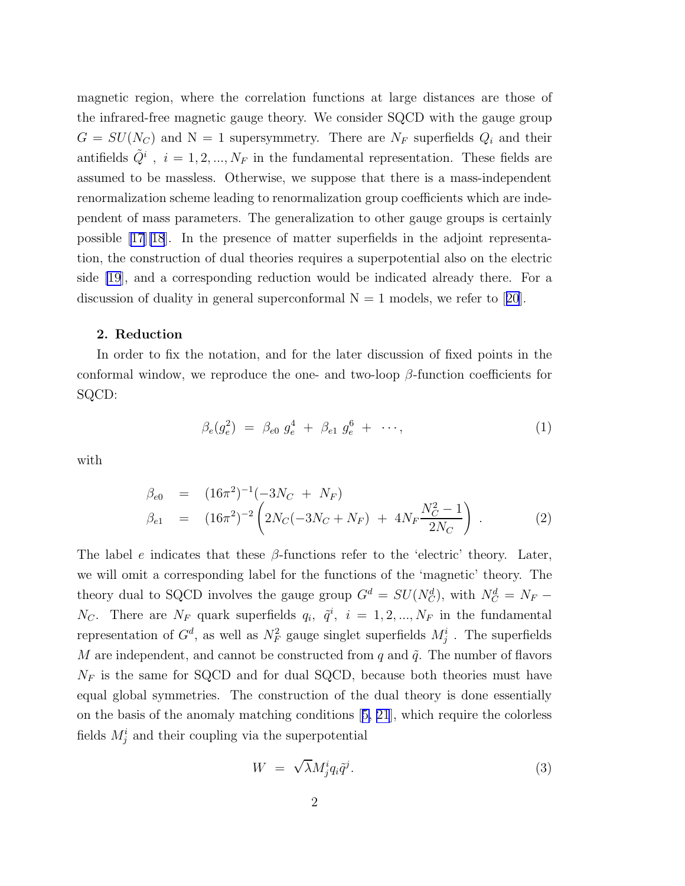magnetic region, where the correlation functions at large distances are those of the infrared-free magnetic gauge theory. We consider SQCD with the gauge group $G = SU(N_C)$ and N = 1 supersymmetry. There are $N_F$ superfields $Q_i$ and their antifields $\tilde{Q}^i$ , $i = 1, 2, ..., N_F$ in the fundamental representation. These fields are assumed to be massless. Otherwise, we suppose that there is a mass-independent renormalization scheme leading to renormalization group coefficients which are independent of mass parameters. The generalization to other gauge groups is certainly possible [17][18]. In the presence of matter superfields in the adjoint representation, the construction of dual theories requires a superpotential also on the electric side [19], and a corresponding reduction would be indicated already there. For a discussion of duality in general superconformal N = 1 models, we refer to [20].

## 2. Reduction

In order to fix the notation, and for the later discussion of fixed points in the conformal window, we reproduce the one- and two-loop $\beta$-function coefficients for SQCD:

$$\beta_e(g_e^2) \;=\; \beta_{e0}\; g_e^4 \;+\; \beta_{e1}\; g_e^6 \;+\; \cdots, \tag{1}$$

with

$$\begin{aligned}
\beta_{e0} &= (16\pi^2)^{-1}(-3N_C \;+\; N_F) \\
\beta_{e1} &= (16\pi^2)^{-2}\left(2N_C(-3N_C + N_F) \;+\; 4N_F\frac{N_C^2-1}{2N_C}\right) .
\end{aligned} \tag{2}$$

The label $e$ indicates that these $\beta$-functions refer to the 'electric' theory. Later, we will omit a corresponding label for the functions of the 'magnetic' theory. The theory dual to SQCD involves the gauge group $G^d = SU(N_C^d)$, with $N_C^d = N_F - N_C$. There are $N_F$ quark superfields $q_i$, $\tilde{q}^i$, $i = 1, 2, ..., N_F$ in the fundamental representation of $G^d$, as well as $N_F^2$ gauge singlet superfields $M_j^i$ . The superfields $M$ are independent, and cannot be constructed from $q$ and $\tilde{q}$. The number of flavors $N_F$ is the same for SQCD and for dual SQCD, because both theories must have equal global symmetries. The construction of the dual theory is done essentially on the basis of the anomaly matching conditions [5, 21], which require the colorless fields $M_j^i$ and their coupling via the superpotential

$$W \;=\; \sqrt{\lambda} M_j^i q_i \tilde{q}^j. \tag{3}$$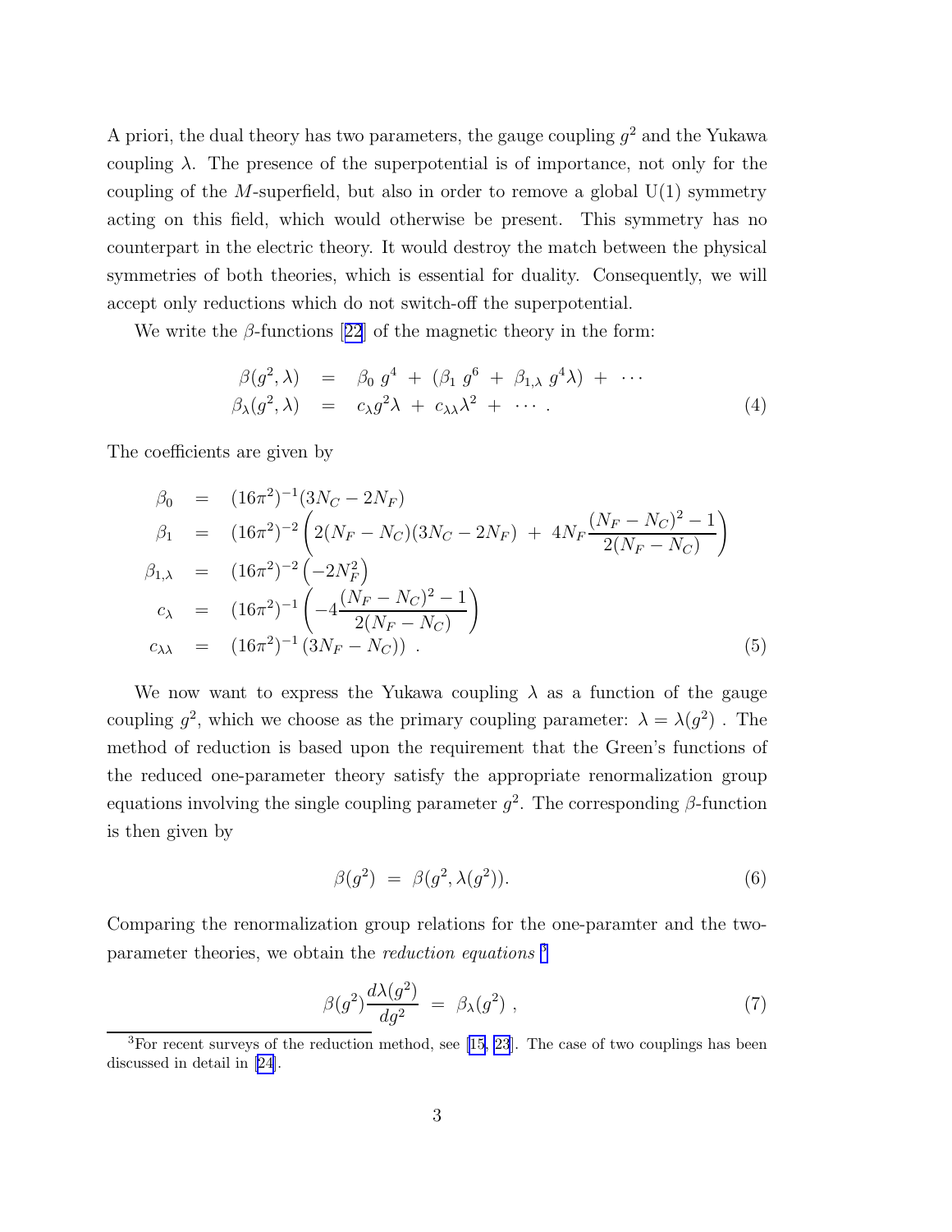A priori, the dual theory has two parameters, the gauge coupling $g^2$ and the Yukawa coupling $\lambda$. The presence of the superpotential is of importance, not only for the coupling of the $M$-superfield, but also in order to remove a global U(1) symmetry acting on this field, which would otherwise be present. This symmetry has no counterpart in the electric theory. It would destroy the match between the physical symmetries of both theories, which is essential for duality. Consequently, we will accept only reductions which do not switch-off the superpotential.

We write the $\beta$-functions [22] of the magnetic theory in the form:

$$
\begin{aligned}
\beta(g^2, \lambda) &= \beta_0 \, g^4 \; + \; (\beta_1 \, g^6 \; + \; \beta_{1,\lambda} \, g^4 \lambda) \; + \; \cdots \\
\beta_\lambda(g^2, \lambda) &= c_\lambda g^2 \lambda \; + \; c_{\lambda\lambda} \lambda^2 \; + \; \cdots \, .
\end{aligned}
\tag{4}
$$

The coefficients are given by

$$
\begin{aligned}
\beta_0 &= (16\pi^2)^{-1}(3N_C - 2N_F) \\
\beta_1 &= (16\pi^2)^{-2}\left(2(N_F - N_C)(3N_C - 2N_F) \; + \; 4N_F \frac{(N_F - N_C)^2 - 1}{2(N_F - N_C)}\right) \\
\beta_{1,\lambda} &= (16\pi^2)^{-2}\left(-2N_F^2\right) \\
c_\lambda &= (16\pi^2)^{-1}\left(-4\frac{(N_F - N_C)^2 - 1}{2(N_F - N_C)}\right) \\
c_{\lambda\lambda} &= (16\pi^2)^{-1}\left(3N_F - N_C\right)\right) \, .
\end{aligned}
\tag{5}
$$

We now want to express the Yukawa coupling $\lambda$ as a function of the gauge coupling $g^2$, which we choose as the primary coupling parameter: $\lambda = \lambda(g^2)$ . The method of reduction is based upon the requirement that the Green's functions of the reduced one-parameter theory satisfy the appropriate renormalization group equations involving the single coupling parameter $g^2$. The corresponding $\beta$-function is then given by

$$
\beta(g^2) \; = \; \beta(g^2, \lambda(g^2)). \tag{6}
$$

Comparing the renormalization group relations for the one-paramter and the two-parameter theories, we obtain the *reduction equations* [3]

$$
\beta(g^2)\frac{d\lambda(g^2)}{dg^2} \; = \; \beta_\lambda(g^2) \; , \tag{7}
$$

[3] For recent surveys of the reduction method, see [15, 23]. The case of two couplings has been discussed in detail in [24].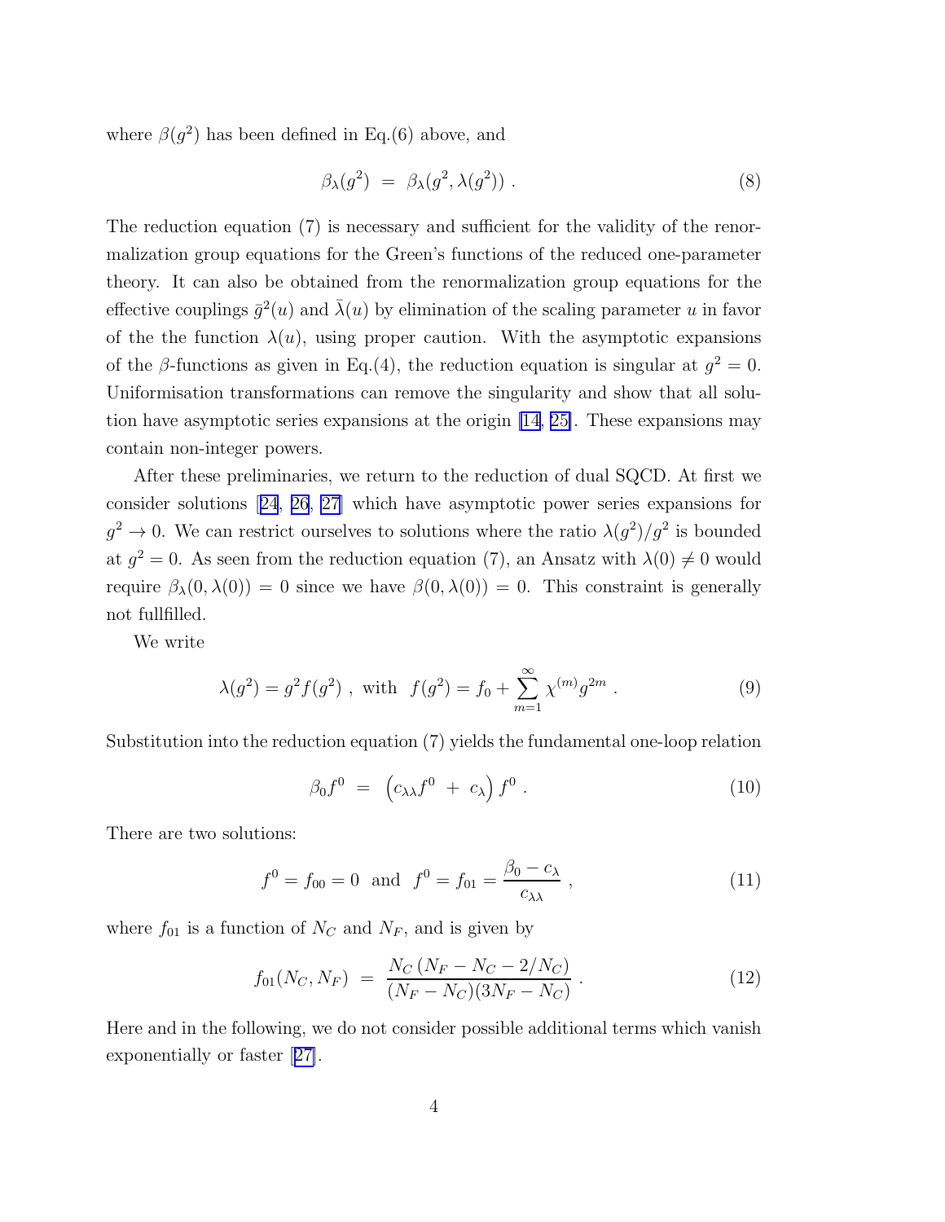where $\beta(g^2)$ has been defined in Eq.(6) above, and

$$\beta_\lambda(g^2) \;=\; \beta_\lambda(g^2, \lambda(g^2)) \; . \tag{8}$$

The reduction equation (7) is necessary and sufficient for the validity of the renormalization group equations for the Green's functions of the reduced one-parameter theory. It can also be obtained from the renormalization group equations for the effective couplings $\bar{g}^2(u)$ and $\bar{\lambda}(u)$ by elimination of the scaling parameter $u$ in favor of the the function $\lambda(u)$, using proper caution. With the asymptotic expansions of the $\beta$-functions as given in Eq.(4), the reduction equation is singular at $g^2 = 0$. Uniformisation transformations can remove the singularity and show that all solution have asymptotic series expansions at the origin [14, 25]. These expansions may contain non-integer powers.

After these preliminaries, we return to the reduction of dual SQCD. At first we consider solutions [24, 26, 27] which have asymptotic power series expansions for $g^2 \to 0$. We can restrict ourselves to solutions where the ratio $\lambda(g^2)/g^2$ is bounded at $g^2 = 0$. As seen from the reduction equation (7), an Ansatz with $\lambda(0) \neq 0$ would require $\beta_\lambda(0, \lambda(0)) = 0$ since we have $\beta(0, \lambda(0)) = 0$. This constraint is generally not fullfilled.

We write

$$\lambda(g^2) = g^2 f(g^2) \; , \text{ with } \; f(g^2) = f_0 + \sum_{m=1}^{\infty} \chi^{(m)} g^{2m} \; . \tag{9}$$

Substitution into the reduction equation (7) yields the fundamental one-loop relation

$$\beta_0 f^0 \;=\; \Big( c_{\lambda\lambda} f^0 \;+\; c_\lambda \Big) \, f^0 \; . \tag{10}$$

There are two solutions:

$$f^0 = f_{00} = 0 \;\text{ and }\; f^0 = f_{01} = \frac{\beta_0 - c_\lambda}{c_{\lambda\lambda}} \; , \tag{11}$$

where $f_{01}$ is a function of $N_C$ and $N_F$, and is given by

$$f_{01}(N_C, N_F) \;=\; \frac{N_C \, (N_F - N_C - 2/N_C)}{(N_F - N_C)(3N_F - N_C)} \; . \tag{12}$$

Here and in the following, we do not consider possible additional terms which vanish exponentially or faster [27].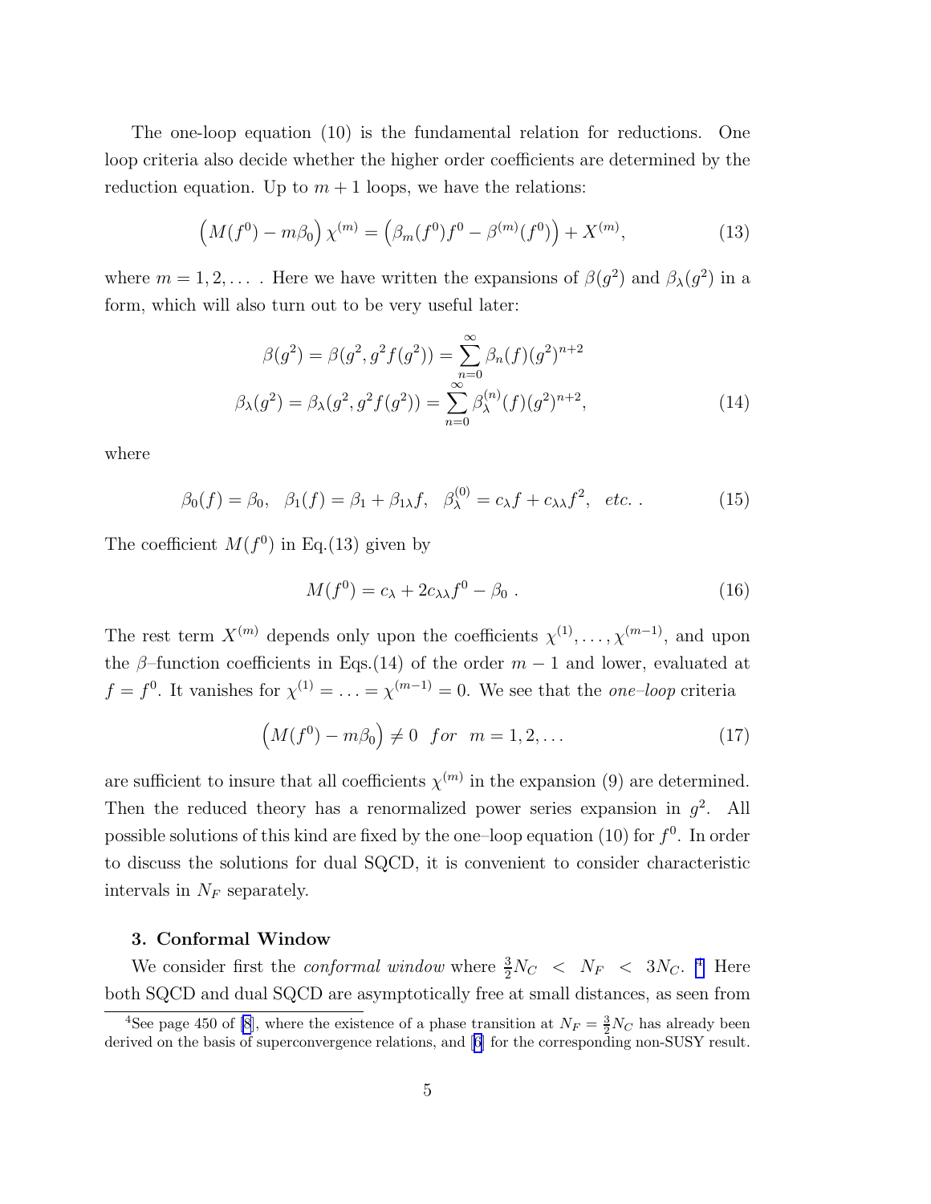The one-loop equation (10) is the fundamental relation for reductions. One loop criteria also decide whether the higher order coefficients are determined by the reduction equation. Up to $m+1$ loops, we have the relations:

$$\left(M(f^0) - m\beta_0\right)\chi^{(m)} = \left(\beta_m(f^0)f^0 - \beta^{(m)}(f^0)\right) + X^{(m)}, \tag{13}$$

where $m = 1, 2, \ldots$ . Here we have written the expansions of $\beta(g^2)$ and $\beta_\lambda(g^2)$ in a form, which will also turn out to be very useful later:

$$\begin{aligned}\beta(g^2) &= \beta(g^2, g^2 f(g^2)) = \sum_{n=0}^{\infty} \beta_n(f)(g^2)^{n+2} \\ \beta_\lambda(g^2) &= \beta_\lambda(g^2, g^2 f(g^2)) = \sum_{n=0}^{\infty} \beta_\lambda^{(n)}(f)(g^2)^{n+2},\end{aligned} \tag{14}$$

where

$$\beta_0(f) = \beta_0, \quad \beta_1(f) = \beta_1 + \beta_{1\lambda} f, \quad \beta_\lambda^{(0)} = c_\lambda f + c_{\lambda\lambda} f^2, \quad etc.\ . \tag{15}$$

The coefficient $M(f^0)$ in Eq.(13) given by

$$M(f^0) = c_\lambda + 2c_{\lambda\lambda} f^0 - \beta_0\ . \tag{16}$$

The rest term $X^{(m)}$ depends only upon the coefficients $\chi^{(1)}, \ldots, \chi^{(m-1)}$, and upon the $\beta$–function coefficients in Eqs.(14) of the order $m-1$ and lower, evaluated at $f = f^0$. It vanishes for $\chi^{(1)} = \ldots = \chi^{(m-1)} = 0$. We see that the *one–loop* criteria

$$\left(M(f^0) - m\beta_0\right) \neq 0 \quad for \quad m = 1, 2, \ldots \tag{17}$$

are sufficient to insure that all coefficients $\chi^{(m)}$ in the expansion (9) are determined. Then the reduced theory has a renormalized power series expansion in $g^2$. All possible solutions of this kind are fixed by the one–loop equation (10) for $f^0$. In order to discuss the solutions for dual SQCD, it is convenient to consider characteristic intervals in $N_F$ separately.

### 3. Conformal Window

We consider first the *conformal window* where $\frac{3}{2}N_C < N_F < 3N_C$. [4] Here both SQCD and dual SQCD are asymptotically free at small distances, as seen from

[4] See page 450 of [8], where the existence of a phase transition at $N_F = \frac{3}{2}N_C$ has already been derived on the basis of superconvergence relations, and [6] for the corresponding non-SUSY result.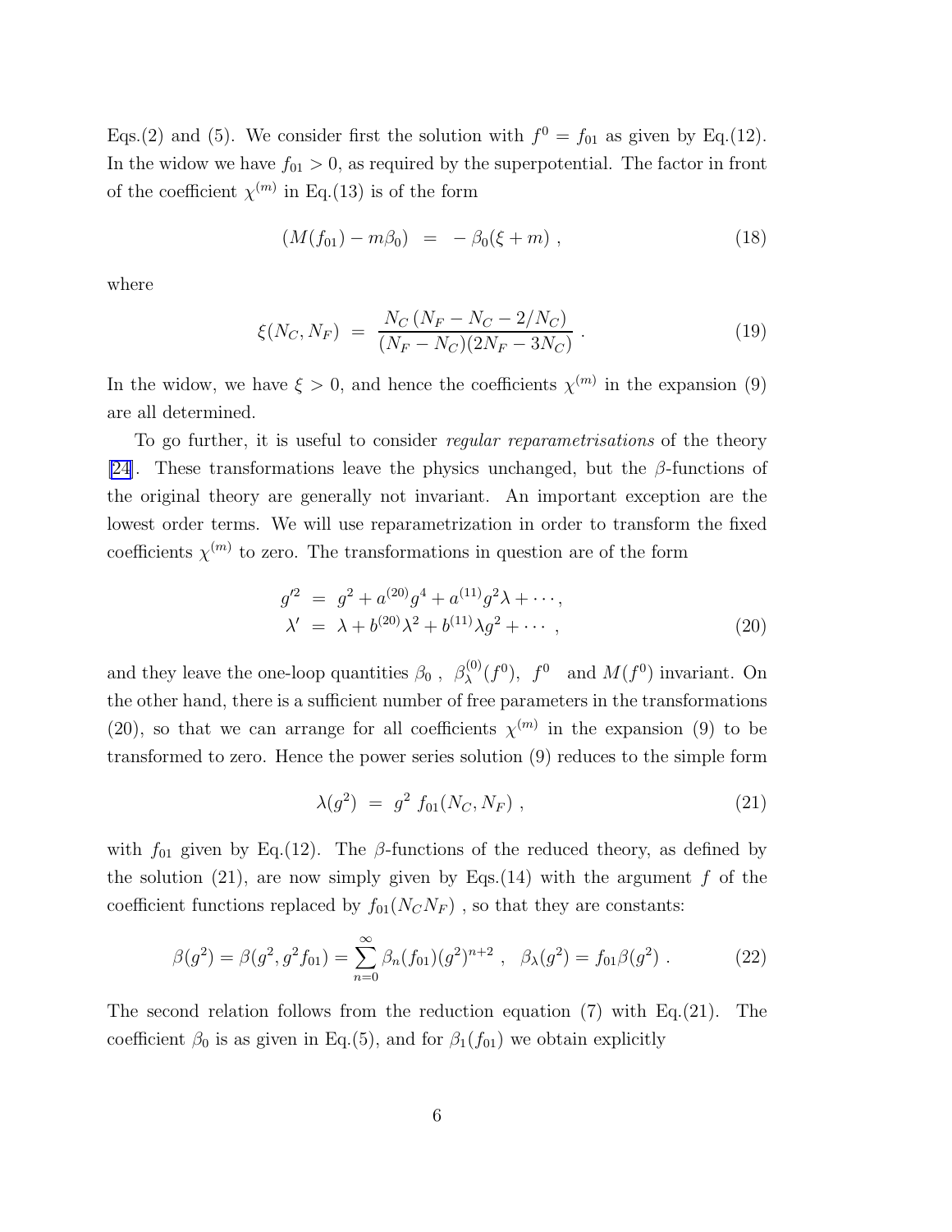Eqs.(2) and (5). We consider first the solution with $f^0 = f_{01}$ as given by Eq.(12). In the widow we have $f_{01} > 0$, as required by the superpotential. The factor in front of the coefficient $\chi^{(m)}$ in Eq.(13) is of the form

$$(M(f_{01}) - m\beta_0) \;=\; -\,\beta_0(\xi + m)\;, \tag{18}$$

where

$$\xi(N_C, N_F) \;=\; \frac{N_C\,(N_F - N_C - 2/N_C)}{(N_F - N_C)(2N_F - 3N_C)}\;. \tag{19}$$

In the widow, we have $\xi > 0$, and hence the coefficients $\chi^{(m)}$ in the expansion (9) are all determined.

To go further, it is useful to consider *regular reparametrisations* of the theory [24]. These transformations leave the physics unchanged, but the $\beta$-functions of the original theory are generally not invariant. An important exception are the lowest order terms. We will use reparametrization in order to transform the fixed coefficients $\chi^{(m)}$ to zero. The transformations in question are of the form

$$\begin{aligned} g'^2 \;&=\; g^2 + a^{(20)}g^4 + a^{(11)}g^2\lambda + \cdots, \\ \lambda' \;&=\; \lambda + b^{(20)}\lambda^2 + b^{(11)}\lambda g^2 + \cdots\;, \end{aligned} \tag{20}$$

and they leave the one-loop quantities $\beta_0$ , $\beta_\lambda^{(0)}(f^0)$, $f^0$ and $M(f^0)$ invariant. On the other hand, there is a sufficient number of free parameters in the transformations (20), so that we can arrange for all coefficients $\chi^{(m)}$ in the expansion (9) to be transformed to zero. Hence the power series solution (9) reduces to the simple form

$$\lambda(g^2) \;=\; g^2\; f_{01}(N_C, N_F)\;, \tag{21}$$

with $f_{01}$ given by Eq.(12). The $\beta$-functions of the reduced theory, as defined by the solution (21), are now simply given by Eqs.(14) with the argument $f$ of the coefficient functions replaced by $f_{01}(N_C N_F)$ , so that they are constants:

$$\beta(g^2) = \beta(g^2, g^2 f_{01}) = \sum_{n=0}^{\infty} \beta_n(f_{01})(g^2)^{n+2}\;, \quad \beta_\lambda(g^2) = f_{01}\beta(g^2)\;. \tag{22}$$

The second relation follows from the reduction equation (7) with Eq.(21). The coefficient $\beta_0$ is as given in Eq.(5), and for $\beta_1(f_{01})$ we obtain explicitly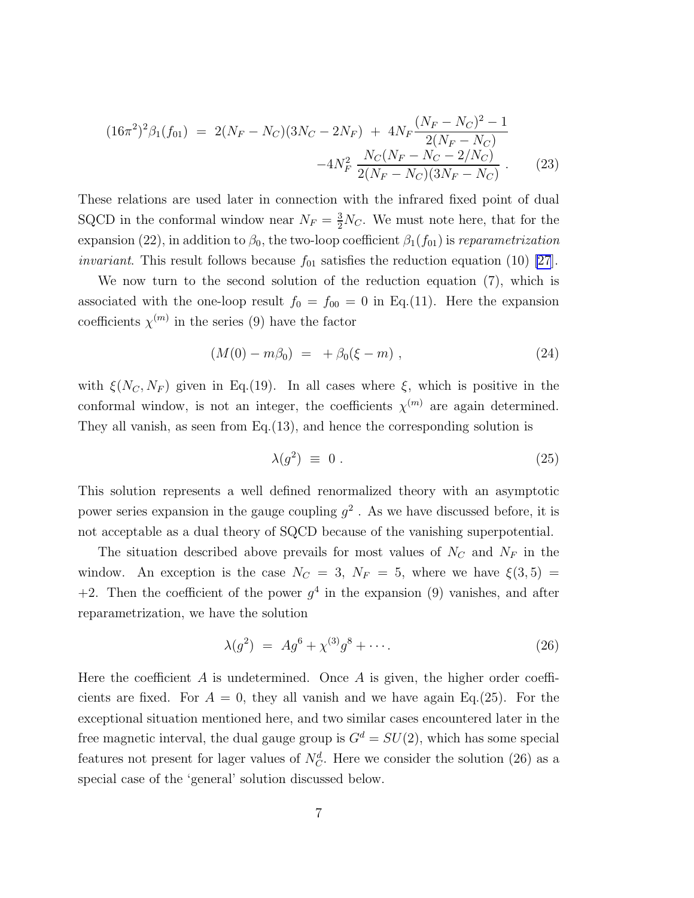$$(16\pi^2)^2\beta_1(f_{01}) \;=\; 2(N_F - N_C)(3N_C - 2N_F) \;+\; 4N_F\frac{(N_F - N_C)^2 - 1}{2(N_F - N_C)} \\ -4N_F^2\,\frac{N_C(N_F - N_C - 2/N_C)}{2(N_F - N_C)(3N_F - N_C)}\;. \qquad (23)$$

These relations are used later in connection with the infrared fixed point of dual SQCD in the conformal window near $N_F = \frac{3}{2}N_C$. We must note here, that for the expansion (22), in addition to $\beta_0$, the two-loop coefficient $\beta_1(f_{01})$ is *reparametrization invariant*. This result follows because $f_{01}$ satisfies the reduction equation (10) [27].

We now turn to the second solution of the reduction equation (7), which is associated with the one-loop result $f_0 = f_{00} = 0$ in Eq.(11). Here the expansion coefficients $\chi^{(m)}$ in the series (9) have the factor

$$(M(0) - m\beta_0) \;=\; +\beta_0(\xi - m)\;, \qquad (24)$$

with $\xi(N_C, N_F)$ given in Eq.(19). In all cases where $\xi$, which is positive in the conformal window, is not an integer, the coefficients $\chi^{(m)}$ are again determined. They all vanish, as seen from Eq.(13), and hence the corresponding solution is

$$\lambda(g^2) \;\equiv\; 0\;. \qquad (25)$$

This solution represents a well defined renormalized theory with an asymptotic power series expansion in the gauge coupling $g^2$ . As we have discussed before, it is not acceptable as a dual theory of SQCD because of the vanishing superpotential.

The situation described above prevails for most values of $N_C$ and $N_F$ in the window. An exception is the case $N_C = 3$, $N_F = 5$, where we have $\xi(3, 5) = +2$. Then the coefficient of the power $g^4$ in the expansion (9) vanishes, and after reparametrization, we have the solution

$$\lambda(g^2) \;=\; Ag^6 + \chi^{(3)}g^8 + \cdots. \qquad (26)$$

Here the coefficient $A$ is undetermined. Once $A$ is given, the higher order coefficients are fixed. For $A = 0$, they all vanish and we have again Eq.(25). For the exceptional situation mentioned here, and two similar cases encountered later in the free magnetic interval, the dual gauge group is $G^d = SU(2)$, which has some special features not present for lager values of $N_C^d$. Here we consider the solution (26) as a special case of the 'general' solution discussed below.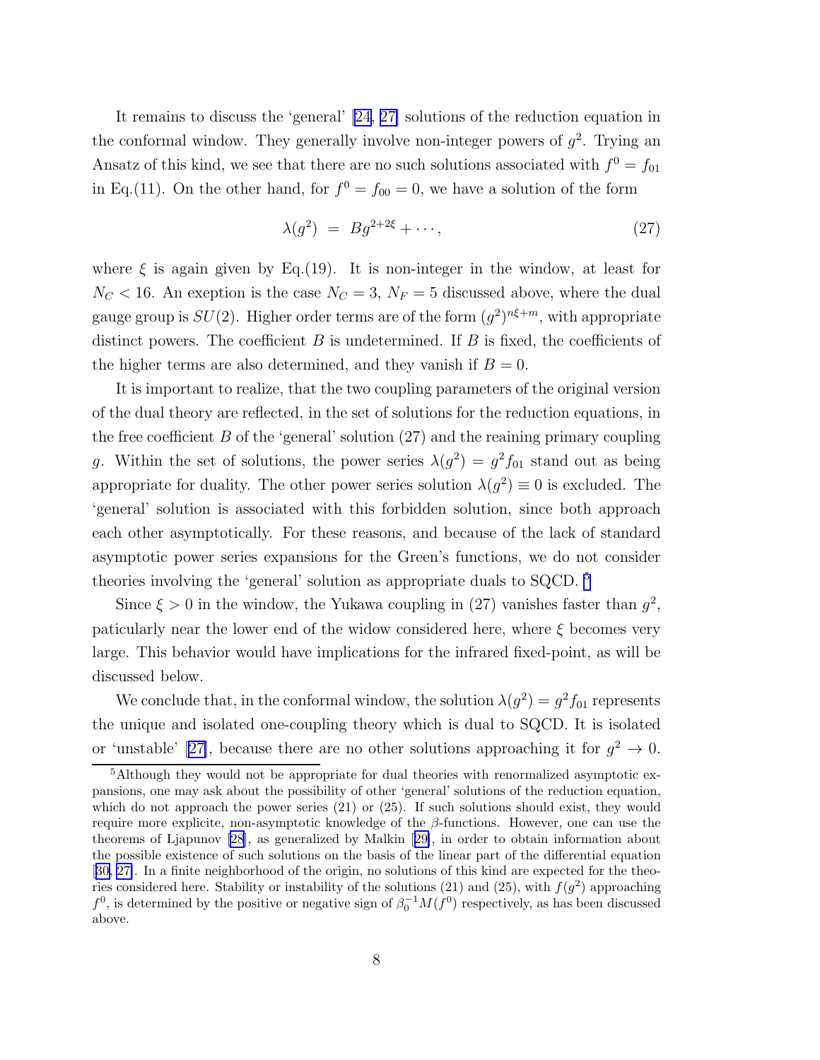It remains to discuss the 'general' [24, 27] solutions of the reduction equation in the conformal window. They generally involve non-integer powers of $g^2$. Trying an Ansatz of this kind, we see that there are no such solutions associated with $f^0 = f_{01}$ in Eq.(11). On the other hand, for $f^0 = f_{00} = 0$, we have a solution of the form

$$\lambda(g^2) \;=\; Bg^{2+2\xi} + \cdots, \tag{27}$$

where $\xi$ is again given by Eq.(19). It is non-integer in the window, at least for $N_C < 16$. An exeption is the case $N_C = 3$, $N_F = 5$ discussed above, where the dual gauge group is $SU(2)$. Higher order terms are of the form $(g^2)^{n\xi+m}$, with appropriate distinct powers. The coefficient $B$ is undetermined. If $B$ is fixed, the coefficients of the higher terms are also determined, and they vanish if $B = 0$.

It is important to realize, that the two coupling parameters of the original version of the dual theory are reflected, in the set of solutions for the reduction equations, in the free coefficient $B$ of the 'general' solution (27) and the reaining primary coupling $g$. Within the set of solutions, the power series $\lambda(g^2) = g^2 f_{01}$ stand out as being appropriate for duality. The other power series solution $\lambda(g^2) \equiv 0$ is excluded. The 'general' solution is associated with this forbidden solution, since both approach each other asymptotically. For these reasons, and because of the lack of standard asymptotic power series expansions for the Green's functions, we do not consider theories involving the 'general' solution as appropriate duals to SQCD. [5]

Since $\xi > 0$ in the window, the Yukawa coupling in (27) vanishes faster than $g^2$, paticularly near the lower end of the widow considered here, where $\xi$ becomes very large. This behavior would have implications for the infrared fixed-point, as will be discussed below.

We conclude that, in the conformal window, the solution $\lambda(g^2) = g^2 f_{01}$ represents the unique and isolated one-coupling theory which is dual to SQCD. It is isolated or 'unstable' [27], because there are no other solutions approaching it for $g^2 \to 0$.

[5] Although they would not be appropriate for dual theories with renormalized asymptotic expansions, one may ask about the possibility of other 'general' solutions of the reduction equation, which do not approach the power series (21) or (25). If such solutions should exist, they would require more explicite, non-asymptotic knowledge of the $\beta$-functions. However, one can use the theorems of Ljapunov [28], as generalized by Malkin [29], in order to obtain information about the possible existence of such solutions on the basis of the linear part of the differential equation [30, 27]. In a finite neighborhood of the origin, no solutions of this kind are expected for the theories considered here. Stability or instability of the solutions (21) and (25), with $f(g^2)$ approaching $f^0$, is determined by the positive or negative sign of $\beta_0^{-1} M(f^0)$ respectively, as has been discussed above.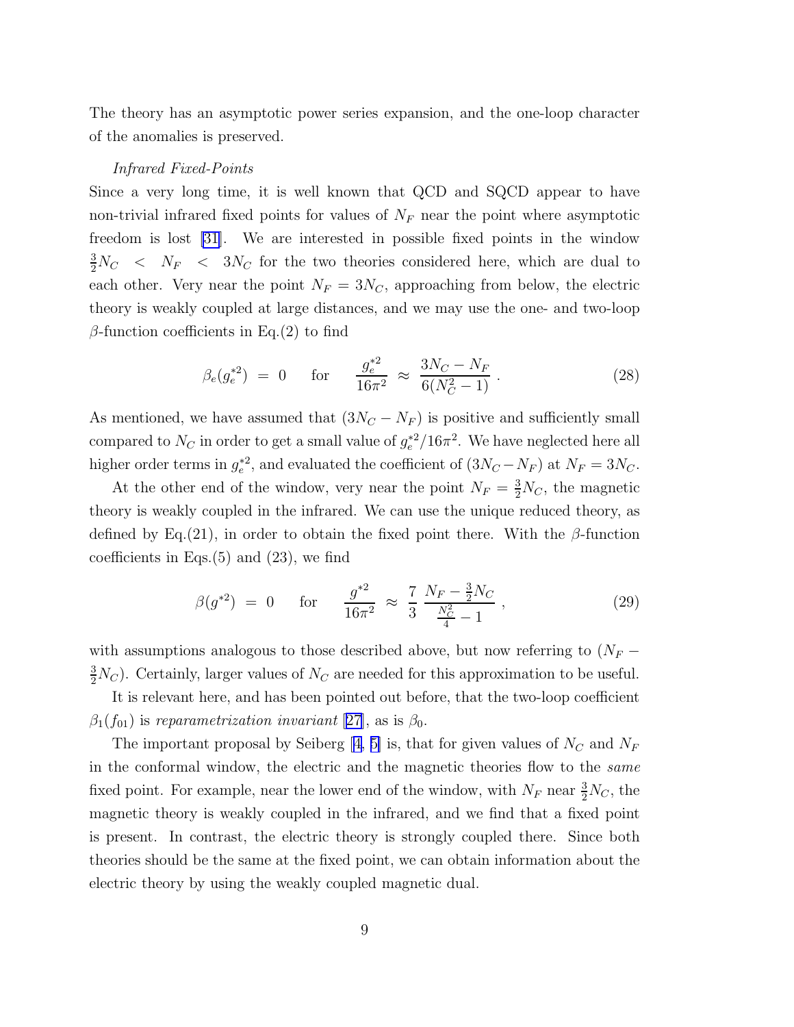The theory has an asymptotic power series expansion, and the one-loop character of the anomalies is preserved.

*Infrared Fixed-Points*

Since a very long time, it is well known that QCD and SQCD appear to have non-trivial infrared fixed points for values of $N_F$ near the point where asymptotic freedom is lost [31]. We are interested in possible fixed points in the window $\frac{3}{2}N_C \;<\; N_F \;<\; 3N_C$ for the two theories considered here, which are dual to each other. Very near the point $N_F = 3N_C$, approaching from below, the electric theory is weakly coupled at large distances, and we may use the one- and two-loop $\beta$-function coefficients in Eq.(2) to find

$$\beta_e(g_e^{*2}) \;=\; 0 \qquad \text{for} \qquad \frac{g_e^{*2}}{16\pi^2} \;\approx\; \frac{3N_C - N_F}{6(N_C^2 - 1)} \; . \tag{28}$$

As mentioned, we have assumed that $(3N_C - N_F)$ is positive and sufficiently small compared to $N_C$ in order to get a small value of $g_e^{*2}/16\pi^2$. We have neglected here all higher order terms in $g_e^{*2}$, and evaluated the coefficient of $(3N_C - N_F)$ at $N_F = 3N_C$.

At the other end of the window, very near the point $N_F = \frac{3}{2}N_C$, the magnetic theory is weakly coupled in the infrared. We can use the unique reduced theory, as defined by Eq.(21), in order to obtain the fixed point there. With the $\beta$-function coefficients in Eqs.(5) and (23), we find

$$\beta(g^{*2}) \;=\; 0 \qquad \text{for} \qquad \frac{g^{*2}}{16\pi^2} \;\approx\; \frac{7}{3}\,\frac{N_F - \frac{3}{2}N_C}{\frac{N_C^2}{4} - 1} \; , \tag{29}$$

with assumptions analogous to those described above, but now referring to $(N_F - \frac{3}{2}N_C)$. Certainly, larger values of $N_C$ are needed for this approximation to be useful.

It is relevant here, and has been pointed out before, that the two-loop coefficient $\beta_1(f_{01})$ is *reparametrization invariant* [27], as is $\beta_0$.

The important proposal by Seiberg [4, 5] is, that for given values of $N_C$ and $N_F$ in the conformal window, the electric and the magnetic theories flow to the *same* fixed point. For example, near the lower end of the window, with $N_F$ near $\frac{3}{2}N_C$, the magnetic theory is weakly coupled in the infrared, and we find that a fixed point is present. In contrast, the electric theory is strongly coupled there. Since both theories should be the same at the fixed point, we can obtain information about the electric theory by using the weakly coupled magnetic dual.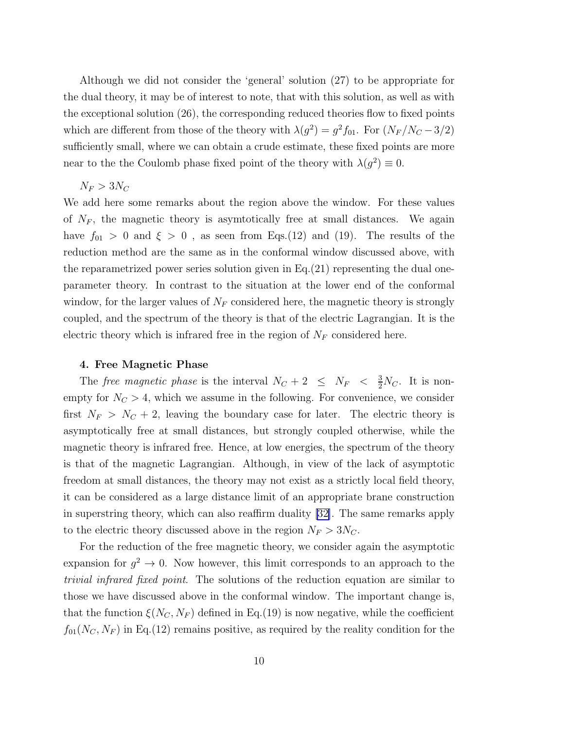Although we did not consider the 'general' solution (27) to be appropriate for the dual theory, it may be of interest to note, that with this solution, as well as with the exceptional solution (26), the corresponding reduced theories flow to fixed points which are different from those of the theory with $\lambda(g^2) = g^2 f_{01}$. For $(N_F/N_C - 3/2)$ sufficiently small, where we can obtain a crude estimate, these fixed points are more near to the the Coulomb phase fixed point of the theory with $\lambda(g^2) \equiv 0$.

$N_F > 3N_C$

We add here some remarks about the region above the window. For these values of $N_F$, the magnetic theory is asymtotically free at small distances. We again have $f_{01} > 0$ and $\xi > 0$ , as seen from Eqs.(12) and (19). The results of the reduction method are the same as in the conformal window discussed above, with the reparametrized power series solution given in Eq.(21) representing the dual one-parameter theory. In contrast to the situation at the lower end of the conformal window, for the larger values of $N_F$ considered here, the magnetic theory is strongly coupled, and the spectrum of the theory is that of the electric Lagrangian. It is the electric theory which is infrared free in the region of $N_F$ considered here.

#### 4. Free Magnetic Phase

The *free magnetic phase* is the interval $N_C + 2 \leq N_F < \frac{3}{2}N_C$. It is non-empty for $N_C > 4$, which we assume in the following. For convenience, we consider first $N_F > N_C + 2$, leaving the boundary case for later. The electric theory is asymptotically free at small distances, but strongly coupled otherwise, while the magnetic theory is infrared free. Hence, at low energies, the spectrum of the theory is that of the magnetic Lagrangian. Although, in view of the lack of asymptotic freedom at small distances, the theory may not exist as a strictly local field theory, it can be considered as a large distance limit of an appropriate brane construction in superstring theory, which can also reaffirm duality [32]. The same remarks apply to the electric theory discussed above in the region $N_F > 3N_C$.

For the reduction of the free magnetic theory, we consider again the asymptotic expansion for $g^2 \to 0$. Now however, this limit corresponds to an approach to the *trivial infrared fixed point*. The solutions of the reduction equation are similar to those we have discussed above in the conformal window. The important change is, that the function $\xi(N_C, N_F)$ defined in Eq.(19) is now negative, while the coefficient $f_{01}(N_C, N_F)$ in Eq.(12) remains positive, as required by the reality condition for the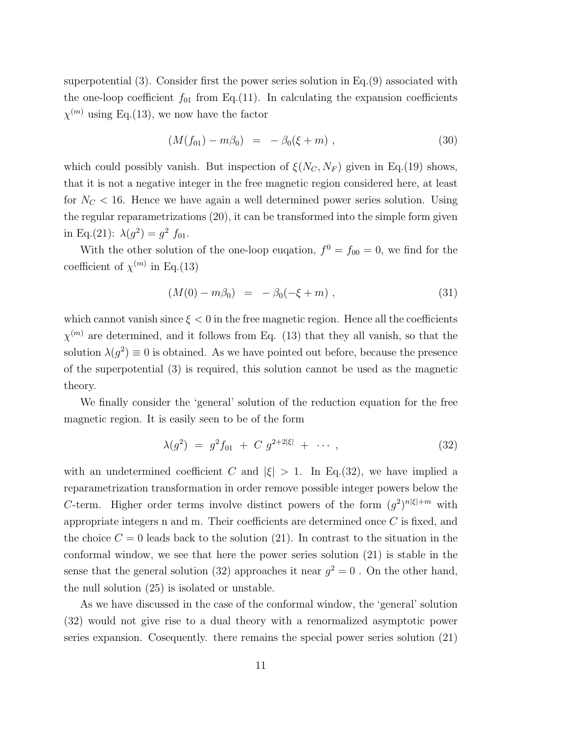superpotential (3). Consider first the power series solution in Eq.(9) associated with the one-loop coefficient $f_{01}$ from Eq.(11). In calculating the expansion coefficients $\chi^{(m)}$ using Eq.(13), we now have the factor

$$(M(f_{01}) - m\beta_0) \;\; = \;\; -\,\beta_0(\xi + m)\;, \tag{30}$$

which could possibly vanish. But inspection of $\xi(N_C, N_F)$ given in Eq.(19) shows, that it is not a negative integer in the free magnetic region considered here, at least for $N_C < 16$. Hence we have again a well determined power series solution. Using the regular reparametrizations (20), it can be transformed into the simple form given in Eq.(21): $\lambda(g^2) = g^2\ f_{01}$.

With the other solution of the one-loop euqation, $f^0 = f_{00} = 0$, we find for the coefficient of $\chi^{(m)}$ in Eq.(13)

$$(M(0) - m\beta_0) \;\; = \;\; -\,\beta_0(-\xi + m)\;, \tag{31}$$

which cannot vanish since $\xi < 0$ in the free magnetic region. Hence all the coefficients $\chi^{(m)}$ are determined, and it follows from Eq. (13) that they all vanish, so that the solution $\lambda(g^2) \equiv 0$ is obtained. As we have pointed out before, because the presence of the superpotential (3) is required, this solution cannot be used as the magnetic theory.

We finally consider the 'general' solution of the reduction equation for the free magnetic region. It is easily seen to be of the form

$$\lambda(g^2) \;\; = \;\; g^2 f_{01} \; + \; C\; g^{2+2|\xi|} \; + \; \cdots\;, \tag{32}$$

with an undetermined coefficient $C$ and $|\xi| > 1$. In Eq.(32), we have implied a reparametrization transformation in order remove possible integer powers below the $C$-term. Higher order terms involve distinct powers of the form $(g^2)^{n|\xi|+m}$ with appropriate integers n and m. Their coefficients are determined once $C$ is fixed, and the choice $C = 0$ leads back to the solution (21). In contrast to the situation in the conformal window, we see that here the power series solution (21) is stable in the sense that the general solution (32) approaches it near $g^2 = 0$ . On the other hand, the null solution (25) is isolated or unstable.

As we have discussed in the case of the conformal window, the 'general' solution (32) would not give rise to a dual theory with a renormalized asymptotic power series expansion. Cosequently. there remains the special power series solution (21)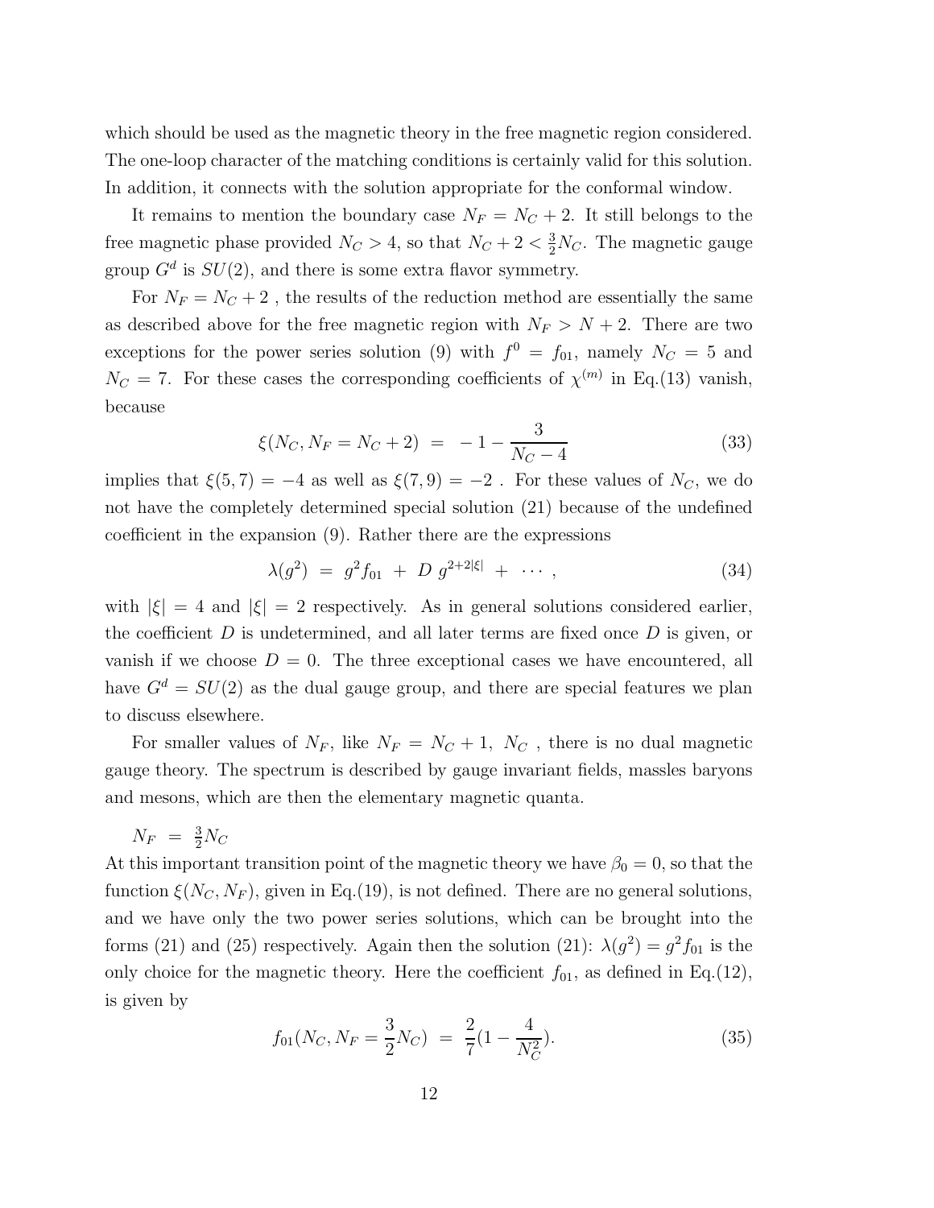which should be used as the magnetic theory in the free magnetic region considered. The one-loop character of the matching conditions is certainly valid for this solution. In addition, it connects with the solution appropriate for the conformal window.

It remains to mention the boundary case $N_F = N_C + 2$. It still belongs to the free magnetic phase provided $N_C > 4$, so that $N_C + 2 < \frac{3}{2}N_C$. The magnetic gauge group $G^d$ is $SU(2)$, and there is some extra flavor symmetry.

For $N_F = N_C + 2$ , the results of the reduction method are essentially the same as described above for the free magnetic region with $N_F > N + 2$. There are two exceptions for the power series solution (9) with $f^0 = f_{01}$, namely $N_C = 5$ and $N_C = 7$. For these cases the corresponding coefficients of $\chi^{(m)}$ in Eq.(13) vanish, because

$$\xi(N_C, N_F = N_C + 2) \;=\; -1 - \frac{3}{N_C - 4} \tag{33}$$

implies that $\xi(5,7) = -4$ as well as $\xi(7,9) = -2$ . For these values of $N_C$, we do not have the completely determined special solution (21) because of the undefined coefficient in the expansion (9). Rather there are the expressions

$$\lambda(g^2) \;=\; g^2 f_{01} \;+\; D\; g^{2+2|\xi|} \;+\; \cdots\;, \tag{34}$$

with $|\xi| = 4$ and $|\xi| = 2$ respectively. As in general solutions considered earlier, the coefficient $D$ is undetermined, and all later terms are fixed once $D$ is given, or vanish if we choose $D = 0$. The three exceptional cases we have encountered, all have $G^d = SU(2)$ as the dual gauge group, and there are special features we plan to discuss elsewhere.

For smaller values of $N_F$, like $N_F = N_C + 1,\; N_C$ , there is no dual magnetic gauge theory. The spectrum is described by gauge invariant fields, massles baryons and mesons, which are then the elementary magnetic quanta.

$N_F \;=\; \frac{3}{2}N_C$

At this important transition point of the magnetic theory we have $\beta_0 = 0$, so that the function $\xi(N_C, N_F)$, given in Eq.(19), is not defined. There are no general solutions, and we have only the two power series solutions, which can be brought into the forms (21) and (25) respectively. Again then the solution (21): $\lambda(g^2) = g^2 f_{01}$ is the only choice for the magnetic theory. Here the coefficient $f_{01}$, as defined in Eq.(12), is given by

$$f_{01}(N_C, N_F = \frac{3}{2}N_C) \;=\; \frac{2}{7}(1 - \frac{4}{N_C^2}). \tag{35}$$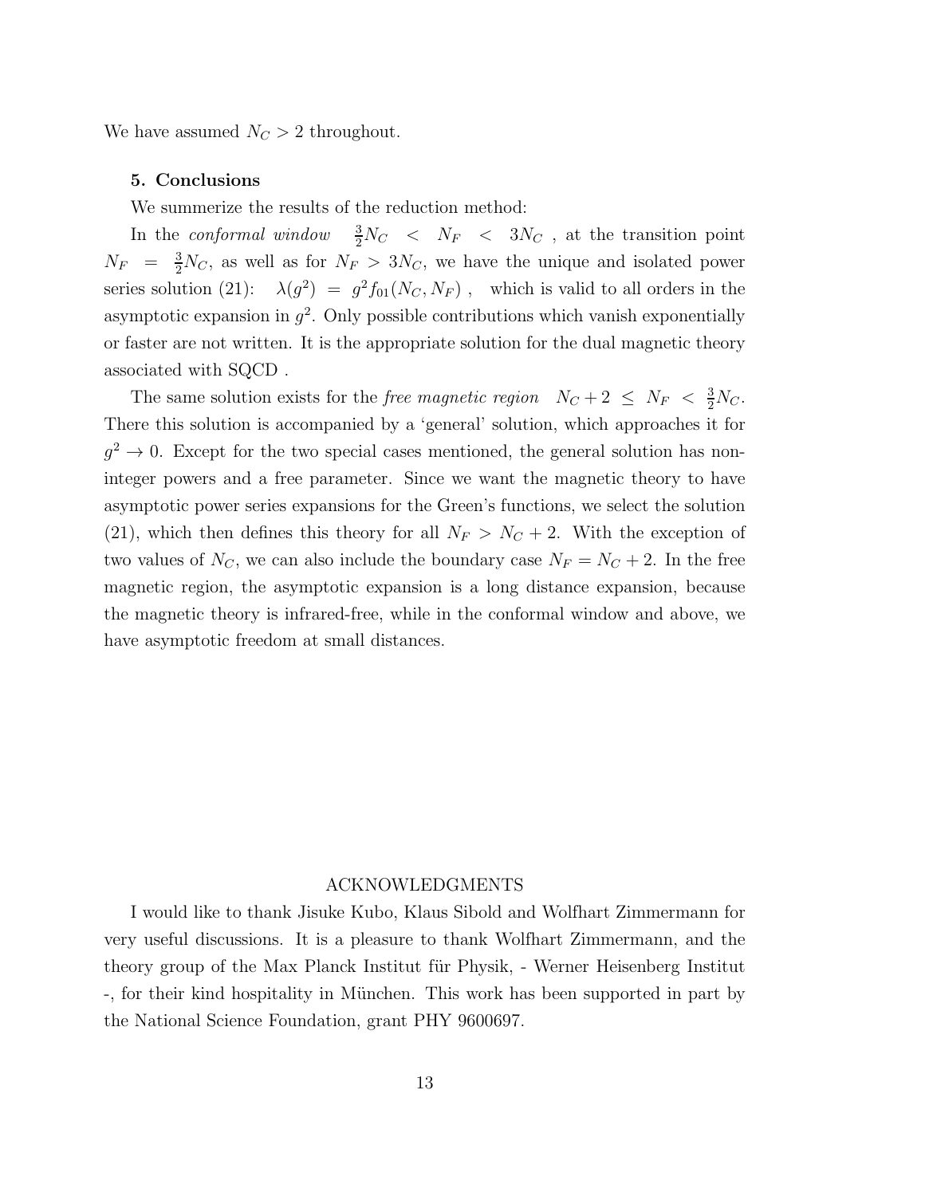We have assumed $N_C > 2$ throughout.

### 5. Conclusions

We summerize the results of the reduction method:

In the *conformal window* $\frac{3}{2}N_C < N_F < 3N_C$ , at the transition point $N_F = \frac{3}{2}N_C$, as well as for $N_F > 3N_C$, we have the unique and isolated power series solution (21): $\lambda(g^2) = g^2 f_{01}(N_C, N_F)$ , which is valid to all orders in the asymptotic expansion in $g^2$. Only possible contributions which vanish exponentially or faster are not written. It is the appropriate solution for the dual magnetic theory associated with SQCD .

The same solution exists for the *free magnetic region* $N_C + 2 \leq N_F < \frac{3}{2}N_C$. There this solution is accompanied by a 'general' solution, which approaches it for $g^2 \to 0$. Except for the two special cases mentioned, the general solution has non-integer powers and a free parameter. Since we want the magnetic theory to have asymptotic power series expansions for the Green's functions, we select the solution (21), which then defines this theory for all $N_F > N_C + 2$. With the exception of two values of $N_C$, we can also include the boundary case $N_F = N_C + 2$. In the free magnetic region, the asymptotic expansion is a long distance expansion, because the magnetic theory is infrared-free, while in the conformal window and above, we have asymptotic freedom at small distances.

ACKNOWLEDGMENTS

I would like to thank Jisuke Kubo, Klaus Sibold and Wolfhart Zimmermann for very useful discussions. It is a pleasure to thank Wolfhart Zimmermann, and the theory group of the Max Planck Institut für Physik, - Werner Heisenberg Institut -, for their kind hospitality in München. This work has been supported in part by the National Science Foundation, grant PHY 9600697.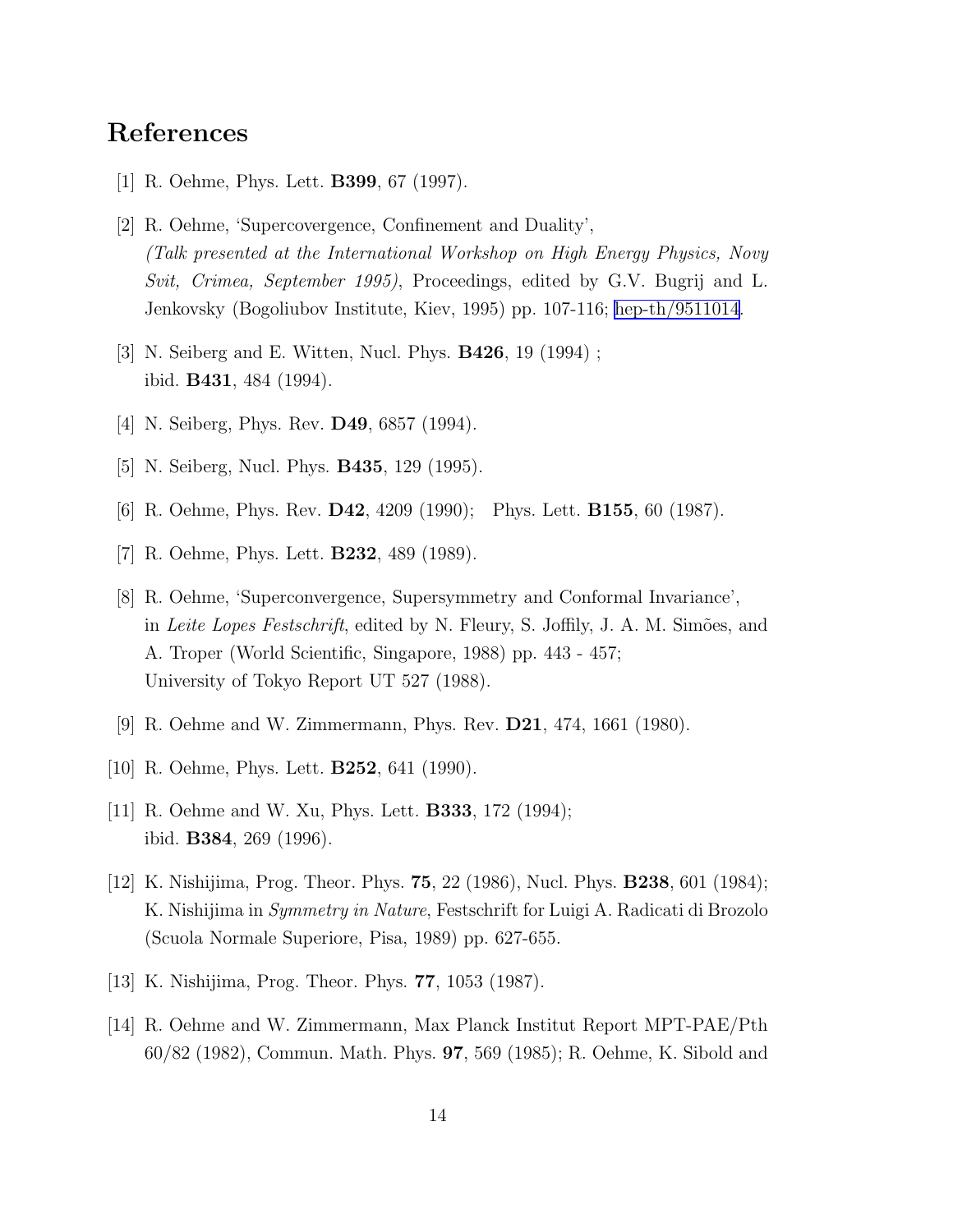# References

[1] R. Oehme, Phys. Lett. **B399**, 67 (1997).

[2] R. Oehme, 'Supercovergence, Confinement and Duality', *(Talk presented at the International Workshop on High Energy Physics, Novy Svit, Crimea, September 1995)*, Proceedings, edited by G.V. Bugrij and L. Jenkovsky (Bogoliubov Institute, Kiev, 1995) pp. 107-116; hep-th/9511014.

[3] N. Seiberg and E. Witten, Nucl. Phys. **B426**, 19 (1994) ; ibid. **B431**, 484 (1994).

[4] N. Seiberg, Phys. Rev. **D49**, 6857 (1994).

[5] N. Seiberg, Nucl. Phys. **B435**, 129 (1995).

[6] R. Oehme, Phys. Rev. **D42**, 4209 (1990); Phys. Lett. **B155**, 60 (1987).

[7] R. Oehme, Phys. Lett. **B232**, 489 (1989).

[8] R. Oehme, 'Superconvergence, Supersymmetry and Conformal Invariance', in *Leite Lopes Festschrift*, edited by N. Fleury, S. Joffily, J. A. M. Simões, and A. Troper (World Scientific, Singapore, 1988) pp. 443 - 457; University of Tokyo Report UT 527 (1988).

[9] R. Oehme and W. Zimmermann, Phys. Rev. **D21**, 474, 1661 (1980).

[10] R. Oehme, Phys. Lett. **B252**, 641 (1990).

[11] R. Oehme and W. Xu, Phys. Lett. **B333**, 172 (1994); ibid. **B384**, 269 (1996).

[12] K. Nishijima, Prog. Theor. Phys. **75**, 22 (1986), Nucl. Phys. **B238**, 601 (1984); K. Nishijima in *Symmetry in Nature*, Festschrift for Luigi A. Radicati di Brozolo (Scuola Normale Superiore, Pisa, 1989) pp. 627-655.

[13] K. Nishijima, Prog. Theor. Phys. **77**, 1053 (1987).

[14] R. Oehme and W. Zimmermann, Max Planck Institut Report MPT-PAE/Pth 60/82 (1982), Commun. Math. Phys. **97**, 569 (1985); R. Oehme, K. Sibold and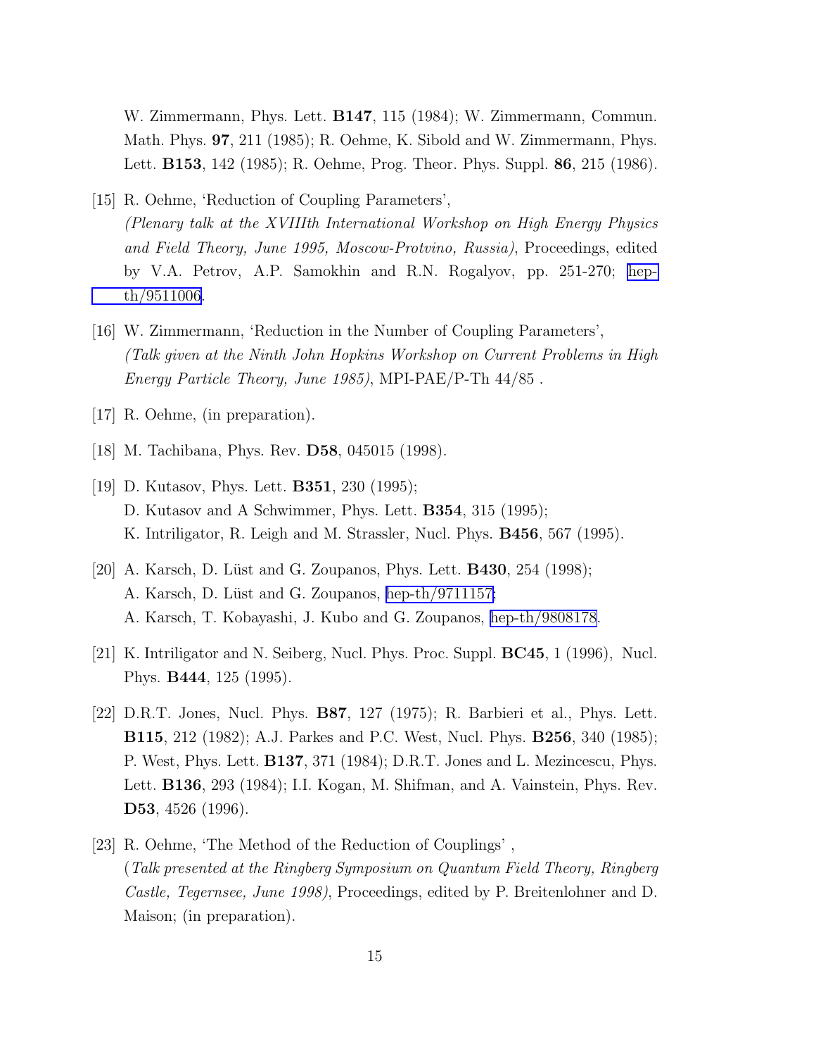W. Zimmermann, Phys. Lett. **B147**, 115 (1984); W. Zimmermann, Commun. Math. Phys. **97**, 211 (1985); R. Oehme, K. Sibold and W. Zimmermann, Phys. Lett. **B153**, 142 (1985); R. Oehme, Prog. Theor. Phys. Suppl. **86**, 215 (1986).

[15] R. Oehme, 'Reduction of Coupling Parameters', *(Plenary talk at the XVIIIth International Workshop on High Energy Physics and Field Theory, June 1995, Moscow-Protvino, Russia)*, Proceedings, edited by V.A. Petrov, A.P. Samokhin and R.N. Rogalyov, pp. 251-270; hep-th/9511006.

[16] W. Zimmermann, 'Reduction in the Number of Coupling Parameters', *(Talk given at the Ninth John Hopkins Workshop on Current Problems in High Energy Particle Theory, June 1985)*, MPI-PAE/P-Th 44/85 .

[17] R. Oehme, (in preparation).

[18] M. Tachibana, Phys. Rev. **D58**, 045015 (1998).

[19] D. Kutasov, Phys. Lett. **B351**, 230 (1995);
D. Kutasov and A Schwimmer, Phys. Lett. **B354**, 315 (1995);
K. Intriligator, R. Leigh and M. Strassler, Nucl. Phys. **B456**, 567 (1995).

[20] A. Karsch, D. Lüst and G. Zoupanos, Phys. Lett. **B430**, 254 (1998);
A. Karsch, D. Lüst and G. Zoupanos, hep-th/9711157;
A. Karsch, T. Kobayashi, J. Kubo and G. Zoupanos, hep-th/9808178.

[21] K. Intriligator and N. Seiberg, Nucl. Phys. Proc. Suppl. **BC45**, 1 (1996), Nucl. Phys. **B444**, 125 (1995).

[22] D.R.T. Jones, Nucl. Phys. **B87**, 127 (1975); R. Barbieri et al., Phys. Lett. **B115**, 212 (1982); A.J. Parkes and P.C. West, Nucl. Phys. **B256**, 340 (1985); P. West, Phys. Lett. **B137**, 371 (1984); D.R.T. Jones and L. Mezincescu, Phys. Lett. **B136**, 293 (1984); I.I. Kogan, M. Shifman, and A. Vainstein, Phys. Rev. **D53**, 4526 (1996).

[23] R. Oehme, 'The Method of the Reduction of Couplings' , (*Talk presented at the Ringberg Symposium on Quantum Field Theory, Ringberg Castle, Tegernsee, June 1998)*, Proceedings, edited by P. Breitenlohner and D. Maison; (in preparation).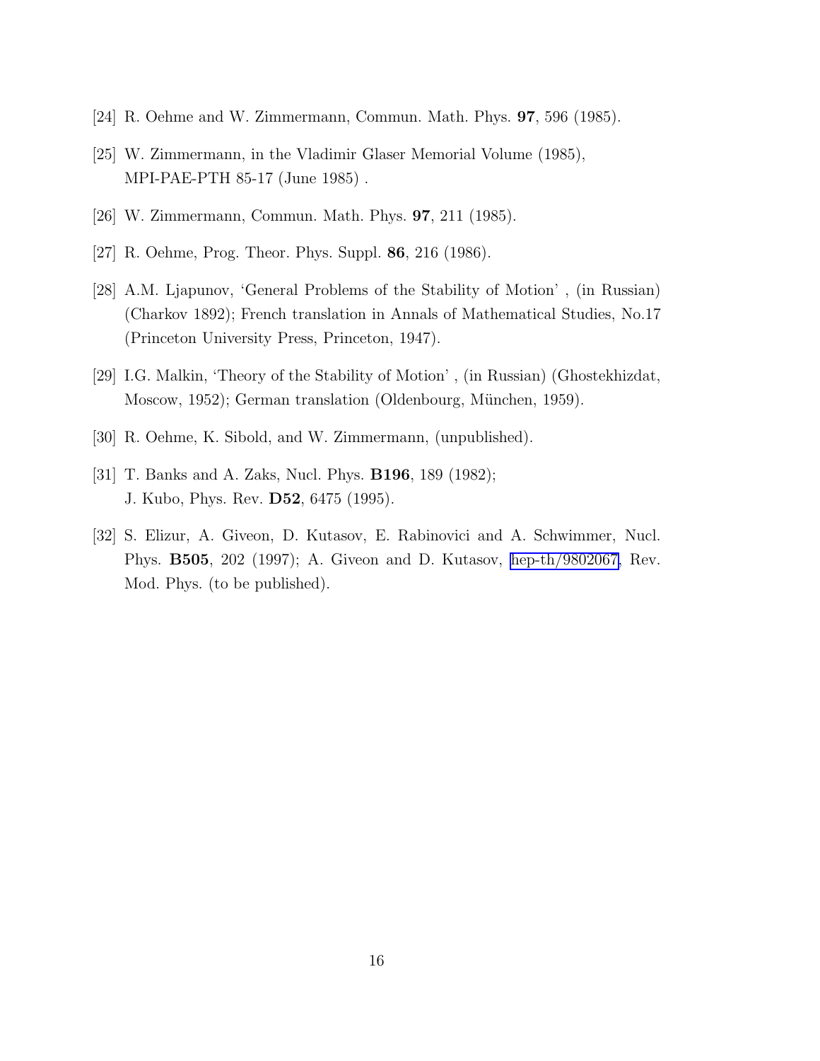[24] R. Oehme and W. Zimmermann, Commun. Math. Phys. **97**, 596 (1985).

[25] W. Zimmermann, in the Vladimir Glaser Memorial Volume (1985), MPI-PAE-PTH 85-17 (June 1985) .

[26] W. Zimmermann, Commun. Math. Phys. **97**, 211 (1985).

[27] R. Oehme, Prog. Theor. Phys. Suppl. **86**, 216 (1986).

[28] A.M. Ljapunov, 'General Problems of the Stability of Motion' , (in Russian) (Charkov 1892); French translation in Annals of Mathematical Studies, No.17 (Princeton University Press, Princeton, 1947).

[29] I.G. Malkin, 'Theory of the Stability of Motion' , (in Russian) (Ghostekhizdat, Moscow, 1952); German translation (Oldenbourg, München, 1959).

[30] R. Oehme, K. Sibold, and W. Zimmermann, (unpublished).

[31] T. Banks and A. Zaks, Nucl. Phys. **B196**, 189 (1982); J. Kubo, Phys. Rev. **D52**, 6475 (1995).

[32] S. Elizur, A. Giveon, D. Kutasov, E. Rabinovici and A. Schwimmer, Nucl. Phys. **B505**, 202 (1997); A. Giveon and D. Kutasov, hep-th/9802067, Rev. Mod. Phys. (to be published).